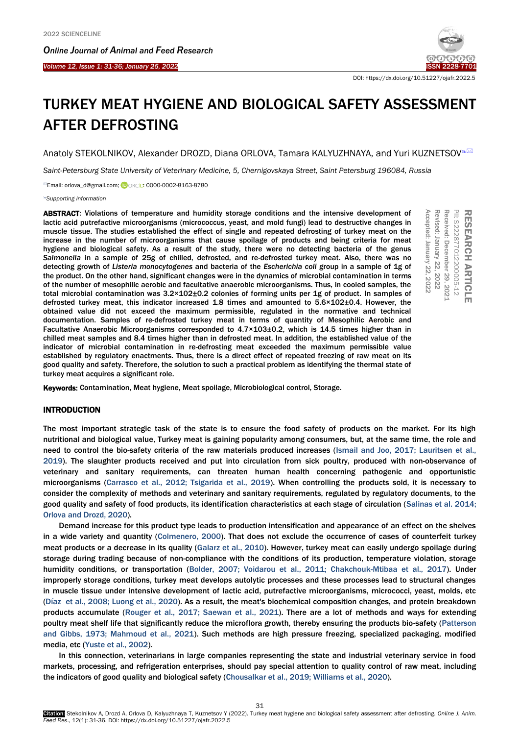# TURKEY MEAT HYGIENE AND BIOLOGICAL SAFETY ASSESSMENT AFTER DEFROSTING

Anatoly STEKOLNIKOV, Alexander DROZD, Diana ORLOVA, Tamara KALYUZHNAYA, and Yuri KUZNETSOV

*Saint-Petersburg State University of Veterinary Medicine, 5, Chernigovskaya Street, Saint Petersburg 196084, Russia*

Email: orlova_d@gmail.com; ORCID: 0000-0002-8163-8780

*Supporting Information*

**RESEARCH ARTICLE**
PII: S222877012200005-12
Received: December 29, 2021
Revised: January 22, 2022
Accepted: January 22, 2022

**ABSTRACT**: Violations of temperature and humidity storage conditions and the intensive development of lactic acid putrefactive microorganisms (micrococcus, yeast, and mold fungi) lead to destructive changes in muscle tissue. The studies established the effect of single and repeated defrosting of turkey meat on the increase in the number of microorganisms that cause spoilage of products and being criteria for meat hygiene and biological safety. As a result of the study, there were no detecting bacteria of the genus *Salmonella* in a sample of 25g of chilled, defrosted, and re-defrosted turkey meat. Also, there was no detecting growth of *Listeria monocytogenes* and bacteria of the *Escherichia coli* group in a sample of 1g of the product. On the other hand, significant changes were in the dynamics of microbial contamination in terms of the number of mesophilic aerobic and facultative anaerobic microorganisms. Thus, in cooled samples, the total microbial contamination was $3.2 \times 10^2 \pm 0.2$ colonies of forming units per 1g of product. In samples of defrosted turkey meat, this indicator increased 1.8 times and amounted to $5.6 \times 10^2 \pm 0.4$. However, the obtained value did not exceed the maximum permissible, regulated in the normative and technical documentation. Samples of re-defrosted turkey meat in terms of quantity of Mesophilic Aerobic and Facultative Anaerobic Microorganisms corresponded to $4.7 \times 10^3 \pm 0.2$, which is 14.5 times higher than in chilled meat samples and 8.4 times higher than in defrosted meat. In addition, the established value of the indicator of microbial contamination in re-defrosting meat exceeded the maximum permissible value established by regulatory enactments. Thus, there is a direct effect of repeated freezing of raw meat on its good quality and safety. Therefore, the solution to such a practical problem as identifying the thermal state of turkey meat acquires a significant role.

**Keywords:** Contamination, Meat hygiene, Meat spoilage, Microbiological control, Storage.

## INTRODUCTION

The most important strategic task of the state is to ensure the food safety of products on the market. For its high nutritional and biological value, Turkey meat is gaining popularity among consumers, but, at the same time, the role and need to control the bio-safety criteria of the raw materials produced increases (Ismail and Joo, 2017; Lauritsen et al., 2019). The slaughter products received and put into circulation from sick poultry, produced with non-observance of veterinary and sanitary requirements, can threaten human health concerning pathogenic and opportunistic microorganisms (Carrasco et al., 2012; Tsigarida et al., 2019). When controlling the products sold, it is necessary to consider the complexity of methods and veterinary and sanitary requirements, regulated by regulatory documents, to the good quality and safety of food products, its identification characteristics at each stage of circulation (Salinas et al. 2014; Orlova and Drozd, 2020).

Demand increase for this product type leads to production intensification and appearance of an effect on the shelves in a wide variety and quantity (Colmenero, 2000). That does not exclude the occurrence of cases of counterfeit turkey meat products or a decrease in its quality (Galarz et al., 2010). However, turkey meat can easily undergo spoilage during storage during trading because of non-compliance with the conditions of its production, temperature violation, storage humidity conditions, or transportation (Bolder, 2007; Voidarou et al., 2011; Chakchouk-Mtibaa et al., 2017). Under improperly storage conditions, turkey meat develops autolytic processes and these processes lead to structural changes in muscle tissue under intensive development of lactic acid, putrefactive microorganisms, micrococci, yeast, molds, etc (Díaz et al., 2008; Luong et al., 2020). As a result, the meat's biochemical composition changes, and protein breakdown products accumulate (Rouger et al., 2017; Saewan et al., 2021). There are a lot of methods and ways for extending poultry meat shelf life that significantly reduce the microflora growth, thereby ensuring the products bio-safety (Patterson and Gibbs, 1973; Mahmoud et al., 2021). Such methods are high pressure freezing, specialized packaging, modified media, etc (Yuste et al., 2002).

In this connection, veterinarians in large companies representing the state and industrial veterinary service in food markets, processing, and refrigeration enterprises, should pay special attention to quality control of raw meat, including the indicators of good quality and biological safety (Chousalkar et al., 2019; Williams et al., 2020).

Citation: Stekolnikov A, Drozd A, Orlova D, Kalyuzhnaya T, Kuznetsov Y (2022). Turkey meat hygiene and biological safety assessment after defrosting. *Online J. Anim. Feed Res.*, 12(1): 31-36. DOI: https://dx.doi.org/10.51227/ojafr.2022.5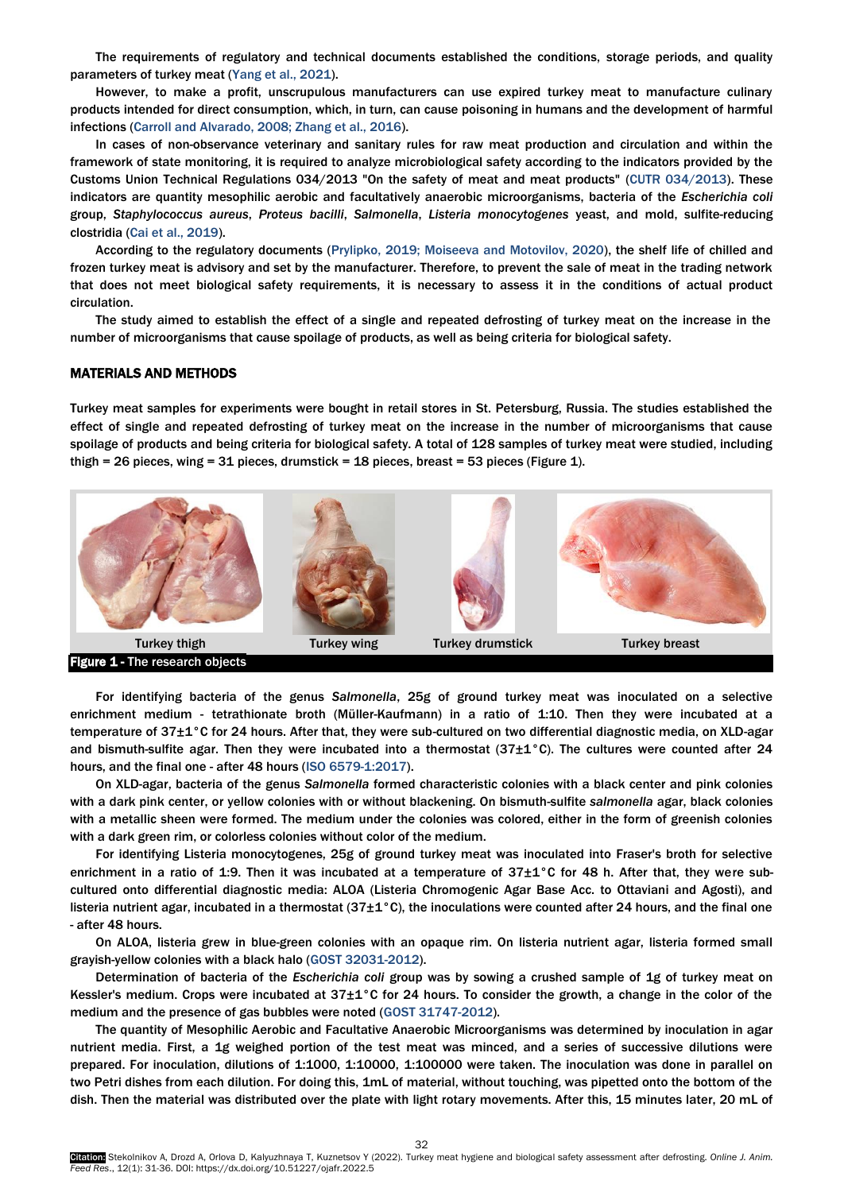The requirements of regulatory and technical documents established the conditions, storage periods, and quality parameters of turkey meat (Yang et al., 2021).

However, to make a profit, unscrupulous manufacturers can use expired turkey meat to manufacture culinary products intended for direct consumption, which, in turn, can cause poisoning in humans and the development of harmful infections (Carroll and Alvarado, 2008; Zhang et al., 2016).

In cases of non-observance veterinary and sanitary rules for raw meat production and circulation and within the framework of state monitoring, it is required to analyze microbiological safety according to the indicators provided by the Customs Union Technical Regulations 034/2013 "On the safety of meat and meat products" (CUTR 034/2013). These indicators are quantity mesophilic aerobic and facultatively anaerobic microorganisms, bacteria of the *Escherichia coli* group, *Staphylococcus aureus*, *Proteus bacilli*, *Salmonella*, *Listeria monocytogenes* yeast, and mold, sulfite-reducing clostridia (Cai et al., 2019).

According to the regulatory documents (Prylipko, 2019; Moiseeva and Motovilov, 2020), the shelf life of chilled and frozen turkey meat is advisory and set by the manufacturer. Therefore, to prevent the sale of meat in the trading network that does not meet biological safety requirements, it is necessary to assess it in the conditions of actual product circulation.

The study aimed to establish the effect of a single and repeated defrosting of turkey meat on the increase in the number of microorganisms that cause spoilage of products, as well as being criteria for biological safety.

## MATERIALS AND METHODS

Turkey meat samples for experiments were bought in retail stores in St. Petersburg, Russia. The studies established the effect of single and repeated defrosting of turkey meat on the increase in the number of microorganisms that cause spoilage of products and being criteria for biological safety. A total of 128 samples of turkey meat were studied, including thigh = 26 pieces, wing = 31 pieces, drumstick = 18 pieces, breast = 53 pieces (Figure 1).

Turkey thigh | Turkey wing | Turkey drumstick | Turkey breast

**Figure 1** - The research objects

For identifying bacteria of the genus *Salmonella*, 25g of ground turkey meat was inoculated on a selective enrichment medium - tetrathionate broth (Müller-Kaufmann) in a ratio of 1:10. Then they were incubated at a temperature of 37±1°C for 24 hours. After that, they were sub-cultured on two differential diagnostic media, on XLD-agar and bismuth-sulfite agar. Then they were incubated into a thermostat (37±1°C). The cultures were counted after 24 hours, and the final one - after 48 hours (ISO 6579-1:2017).

On XLD-agar, bacteria of the genus *Salmonella* formed characteristic colonies with a black center and pink colonies with a dark pink center, or yellow colonies with or without blackening. On bismuth-sulfite *salmonella* agar, black colonies with a metallic sheen were formed. The medium under the colonies was colored, either in the form of greenish colonies with a dark green rim, or colorless colonies without color of the medium.

For identifying Listeria monocytogenes, 25g of ground turkey meat was inoculated into Fraser's broth for selective enrichment in a ratio of 1:9. Then it was incubated at a temperature of 37±1°C for 48 h. After that, they were sub-cultured onto differential diagnostic media: ALOA (Listeria Chromogenic Agar Base Acc. to Ottaviani and Agosti), and listeria nutrient agar, incubated in a thermostat (37±1°C), the inoculations were counted after 24 hours, and the final one - after 48 hours.

On ALOA, listeria grew in blue-green colonies with an opaque rim. On listeria nutrient agar, listeria formed small grayish-yellow colonies with a black halo (GOST 32031-2012).

Determination of bacteria of the *Escherichia coli* group was by sowing a crushed sample of 1g of turkey meat on Kessler's medium. Crops were incubated at 37±1°C for 24 hours. To consider the growth, a change in the color of the medium and the presence of gas bubbles were noted (GOST 31747-2012).

The quantity of Mesophilic Aerobic and Facultative Anaerobic Microorganisms was determined by inoculation in agar nutrient media. First, a 1g weighed portion of the test meat was minced, and a series of successive dilutions were prepared. For inoculation, dilutions of 1:1000, 1:10000, 1:100000 were taken. The inoculation was done in parallel on two Petri dishes from each dilution. For doing this, 1mL of material, without touching, was pipetted onto the bottom of the dish. Then the material was distributed over the plate with light rotary movements. After this, 15 minutes later, 20 mL of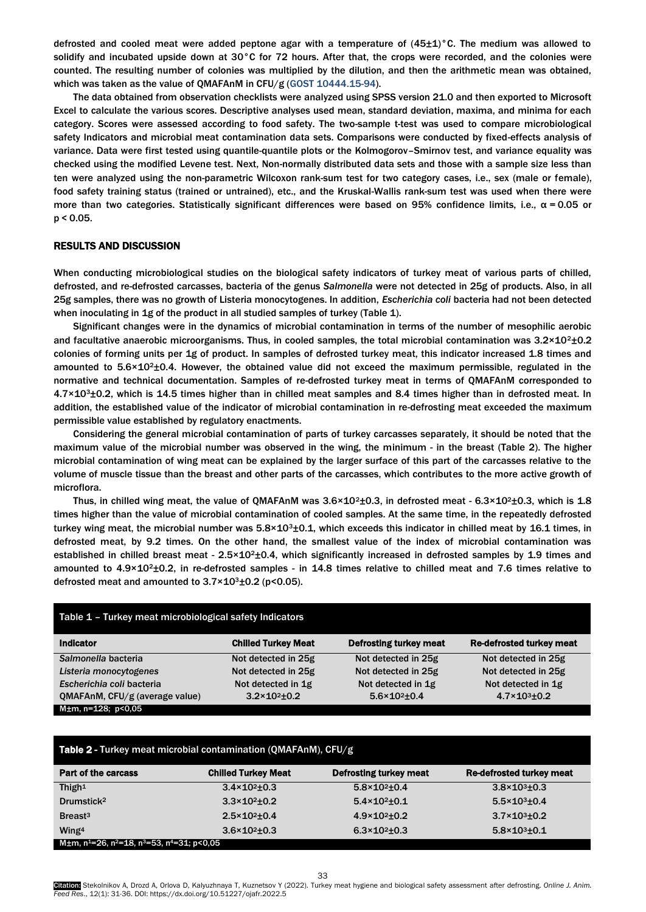defrosted and cooled meat were added peptone agar with a temperature of (45±1)°C. The medium was allowed to solidify and incubated upside down at 30°C for 72 hours. After that, the crops were recorded, and the colonies were counted. The resulting number of colonies was multiplied by the dilution, and then the arithmetic mean was obtained, which was taken as the value of QMAFAnM in CFU/g (GOST 10444.15-94).

The data obtained from observation checklists were analyzed using SPSS version 21.0 and then exported to Microsoft Excel to calculate the various scores. Descriptive analyses used mean, standard deviation, maxima, and minima for each category. Scores were assessed according to food safety. The two-sample t-test was used to compare microbiological safety Indicators and microbial meat contamination data sets. Comparisons were conducted by fixed-effects analysis of variance. Data were first tested using quantile-quantile plots or the Kolmogorov–Smirnov test, and variance equality was checked using the modified Levene test. Next, Non-normally distributed data sets and those with a sample size less than ten were analyzed using the non-parametric Wilcoxon rank-sum test for two category cases, i.e., sex (male or female), food safety training status (trained or untrained), etc., and the Kruskal-Wallis rank-sum test was used when there were more than two categories. Statistically significant differences were based on 95% confidence limits, i.e., $\alpha = 0.05$ or $p < 0.05$.

## RESULTS AND DISCUSSION

When conducting microbiological studies on the biological safety indicators of turkey meat of various parts of chilled, defrosted, and re-defrosted carcasses, bacteria of the genus *Salmonella* were not detected in 25g of products. Also, in all 25g samples, there was no growth of Listeria monocytogenes. In addition, *Escherichia coli* bacteria had not been detected when inoculating in 1g of the product in all studied samples of turkey (Table 1).

Significant changes were in the dynamics of microbial contamination in terms of the number of mesophilic aerobic and facultative anaerobic microorganisms. Thus, in cooled samples, the total microbial contamination was $3.2\times10^2\pm0.2$ colonies of forming units per 1g of product. In samples of defrosted turkey meat, this indicator increased 1.8 times and amounted to $5.6\times10^2\pm0.4$. However, the obtained value did not exceed the maximum permissible, regulated in the normative and technical documentation. Samples of re-defrosted turkey meat in terms of QMAFAnM corresponded to $4.7\times10^3\pm0.2$, which is 14.5 times higher than in chilled meat samples and 8.4 times higher than in defrosted meat. In addition, the established value of the indicator of microbial contamination in re-defrosting meat exceeded the maximum permissible value established by regulatory enactments.

Considering the general microbial contamination of parts of turkey carcasses separately, it should be noted that the maximum value of the microbial number was observed in the wing, the minimum - in the breast (Table 2). The higher microbial contamination of wing meat can be explained by the larger surface of this part of the carcasses relative to the volume of muscle tissue than the breast and other parts of the carcasses, which contributes to the more active growth of microflora.

Thus, in chilled wing meat, the value of QMAFAnM was $3.6\times10^2\pm0.3$, in defrosted meat - $6.3\times10^2\pm0.3$, which is 1.8 times higher than the value of microbial contamination of cooled samples. At the same time, in the repeatedly defrosted turkey wing meat, the microbial number was $5.8\times10^3\pm0.1$, which exceeds this indicator in chilled meat by 16.1 times, in defrosted meat, by 9.2 times. On the other hand, the smallest value of the index of microbial contamination was established in chilled breast meat - $2.5\times10^2\pm0.4$, which significantly increased in defrosted samples by 1.9 times and amounted to $4.9\times10^2\pm0.2$, in re-defrosted samples - in 14.8 times relative to chilled meat and 7.6 times relative to defrosted meat and amounted to $3.7\times10^3\pm0.2$ ($p<0.05$).

**Table 1** – Turkey meat microbiological safety Indicators

| Indicator | Chilled Turkey Meat | Defrosting turkey meat | Re-defrosted turkey meat |
|---|---|---|---|
| *Salmonella* bacteria | Not detected in 25g | Not detected in 25g | Not detected in 25g |
| *Listeria monocytogenes* | Not detected in 25g | Not detected in 25g | Not detected in 25g |
| *Escherichia coli* bacteria | Not detected in 1g | Not detected in 1g | Not detected in 1g |
| QMAFAnM, CFU/g (average value) | $3.2\times10^2\pm0.2$ | $5.6\times10^2\pm0.4$ | $4.7\times10^3\pm0.2$ |

M±m, n=128; p<0,05

**Table 2** - Turkey meat microbial contamination (QMAFAnM), CFU/g

| Part of the carcass | Chilled Turkey Meat | Defrosting turkey meat | Re-defrosted turkey meat |
|---|---|---|---|
| Thigh[1] | $3.4\times10^2\pm0.3$ | $5.8\times10^2\pm0.4$ | $3.8\times10^3\pm0.3$ |
| Drumstick[2] | $3.3\times10^2\pm0.2$ | $5.4\times10^2\pm0.1$ | $5.5\times10^3\pm0.4$ |
| Breast[3] | $2.5\times10^2\pm0.4$ | $4.9\times10^2\pm0.2$ | $3.7\times10^3\pm0.2$ |
| Wing[4] | $3.6\times10^2\pm0.3$ | $6.3\times10^2\pm0.3$ | $5.8\times10^3\pm0.1$ |

M±m, $n^1$=26, $n^2$=18, $n^3$=53, $n^4$=31; p<0,05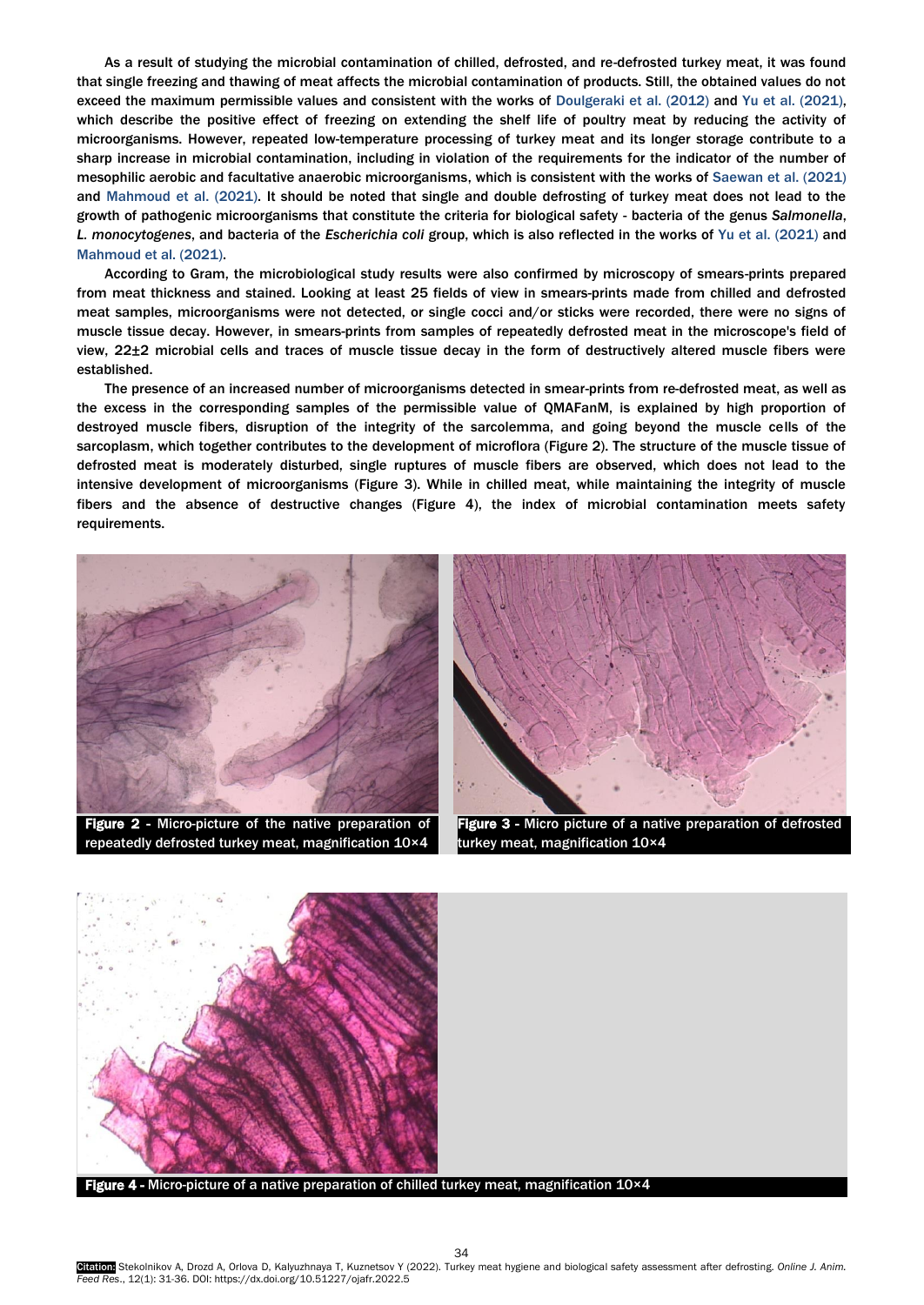As a result of studying the microbial contamination of chilled, defrosted, and re-defrosted turkey meat, it was found that single freezing and thawing of meat affects the microbial contamination of products. Still, the obtained values do not exceed the maximum permissible values and consistent with the works of Doulgeraki et al. (2012) and Yu et al. (2021), which describe the positive effect of freezing on extending the shelf life of poultry meat by reducing the activity of microorganisms. However, repeated low-temperature processing of turkey meat and its longer storage contribute to a sharp increase in microbial contamination, including in violation of the requirements for the indicator of the number of mesophilic aerobic and facultative anaerobic microorganisms, which is consistent with the works of Saewan et al. (2021) and Mahmoud et al. (2021). It should be noted that single and double defrosting of turkey meat does not lead to the growth of pathogenic microorganisms that constitute the criteria for biological safety - bacteria of the genus *Salmonella*, *L. monocytogenes*, and bacteria of the *Escherichia coli* group, which is also reflected in the works of Yu et al. (2021) and Mahmoud et al. (2021).

According to Gram, the microbiological study results were also confirmed by microscopy of smears-prints prepared from meat thickness and stained. Looking at least 25 fields of view in smears-prints made from chilled and defrosted meat samples, microorganisms were not detected, or single cocci and/or sticks were recorded, there were no signs of muscle tissue decay. However, in smears-prints from samples of repeatedly defrosted meat in the microscope's field of view, 22±2 microbial cells and traces of muscle tissue decay in the form of destructively altered muscle fibers were established.

The presence of an increased number of microorganisms detected in smear-prints from re-defrosted meat, as well as the excess in the corresponding samples of the permissible value of QMAFanM, is explained by high proportion of destroyed muscle fibers, disruption of the integrity of the sarcolemma, and going beyond the muscle cells of the sarcoplasm, which together contributes to the development of microflora (Figure 2). The structure of the muscle tissue of defrosted meat is moderately disturbed, single ruptures of muscle fibers are observed, which does not lead to the intensive development of microorganisms (Figure 3). While in chilled meat, while maintaining the integrity of muscle fibers and the absence of destructive changes (Figure 4), the index of microbial contamination meets safety requirements.

**Figure 2** - Micro-picture of the native preparation of repeatedly defrosted turkey meat, magnification 10×4

**Figure 3** - Micro picture of a native preparation of defrosted turkey meat, magnification 10×4

**Figure 4** - Micro-picture of a native preparation of chilled turkey meat, magnification 10×4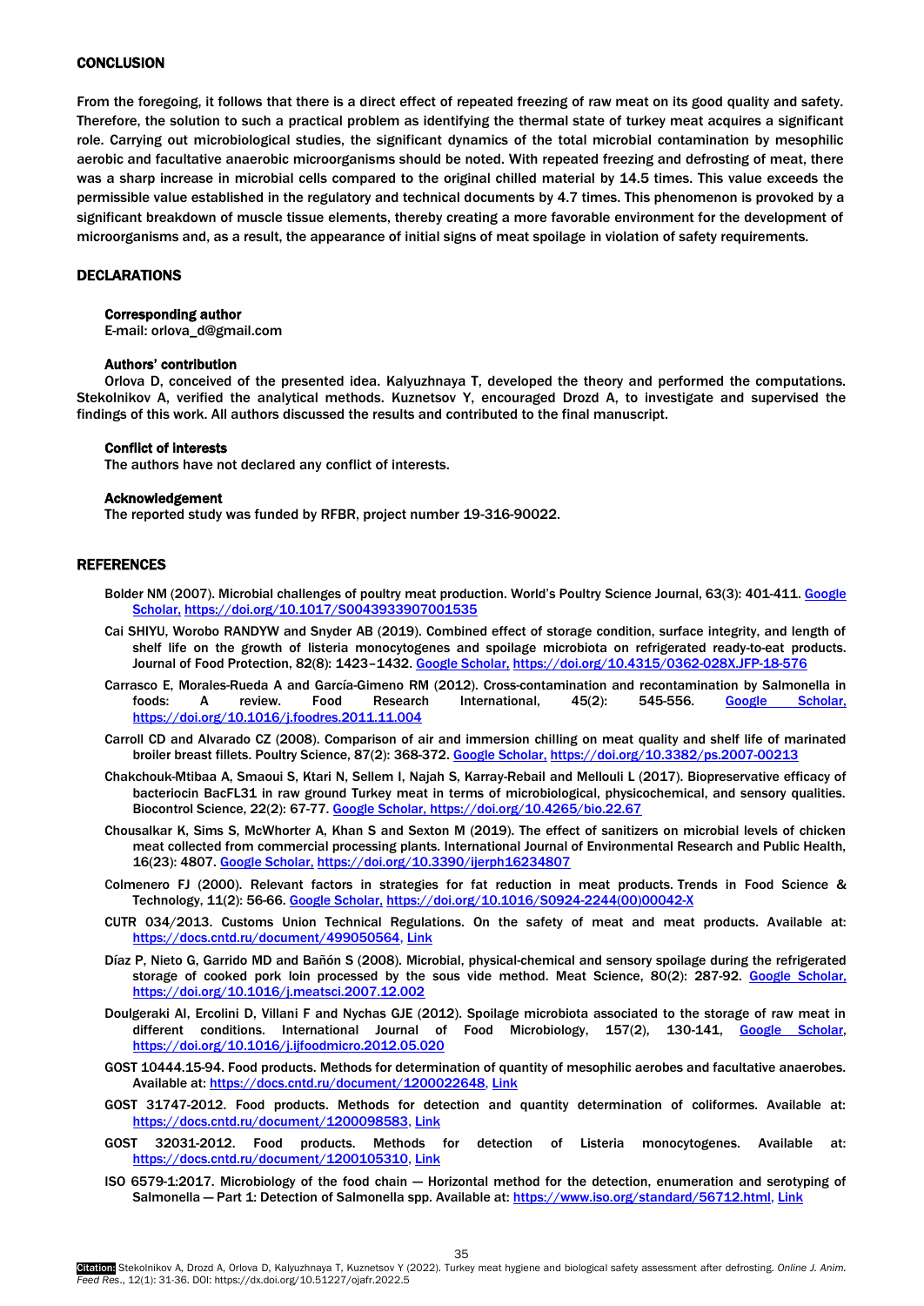## CONCLUSION

From the foregoing, it follows that there is a direct effect of repeated freezing of raw meat on its good quality and safety. Therefore, the solution to such a practical problem as identifying the thermal state of turkey meat acquires a significant role. Carrying out microbiological studies, the significant dynamics of the total microbial contamination by mesophilic aerobic and facultative anaerobic microorganisms should be noted. With repeated freezing and defrosting of meat, there was a sharp increase in microbial cells compared to the original chilled material by 14.5 times. This value exceeds the permissible value established in the regulatory and technical documents by 4.7 times. This phenomenon is provoked by a significant breakdown of muscle tissue elements, thereby creating a more favorable environment for the development of microorganisms and, as a result, the appearance of initial signs of meat spoilage in violation of safety requirements.

## DECLARATIONS

### Corresponding author

E-mail: orlova_d@gmail.com

### Authors' contribution

Orlova D, conceived of the presented idea. Kalyuzhnaya T, developed the theory and performed the computations. Stekolnikov A, verified the analytical methods. Kuznetsov Y, encouraged Drozd A, to investigate and supervised the findings of this work. All authors discussed the results and contributed to the final manuscript.

### Conflict of interests

The authors have not declared any conflict of interests.

### Acknowledgement

The reported study was funded by RFBR, project number 19-316-90022.

## REFERENCES

Bolder NM (2007). Microbial challenges of poultry meat production. World's Poultry Science Journal, 63(3): 401-411. Google Scholar, https://doi.org/10.1017/S0043933907001535

Cai SHIYU, Worobo RANDYW and Snyder AB (2019). Combined effect of storage condition, surface integrity, and length of shelf life on the growth of listeria monocytogenes and spoilage microbiota on refrigerated ready-to-eat products. Journal of Food Protection, 82(8): 1423–1432. Google Scholar, https://doi.org/10.4315/0362-028X.JFP-18-576

Carrasco E, Morales-Rueda A and García-Gimeno RM (2012). Cross-contamination and recontamination by Salmonella in foods: A review. Food Research International, 45(2): 545-556. Google Scholar, https://doi.org/10.1016/j.foodres.2011.11.004

Carroll CD and Alvarado CZ (2008). Comparison of air and immersion chilling on meat quality and shelf life of marinated broiler breast fillets. Poultry Science, 87(2): 368-372. Google Scholar, https://doi.org/10.3382/ps.2007-00213

Chakchouk-Mtibaa A, Smaoui S, Ktari N, Sellem I, Najah S, Karray-Rebail and Mellouli L (2017). Biopreservative efficacy of bacteriocin BacFL31 in raw ground Turkey meat in terms of microbiological, physicochemical, and sensory qualities. Biocontrol Science, 22(2): 67-77. Google Scholar, https://doi.org/10.4265/bio.22.67

Chousalkar K, Sims S, McWhorter A, Khan S and Sexton M (2019). The effect of sanitizers on microbial levels of chicken meat collected from commercial processing plants. International Journal of Environmental Research and Public Health, 16(23): 4807. Google Scholar, https://doi.org/10.3390/ijerph16234807

Colmenero FJ (2000). Relevant factors in strategies for fat reduction in meat products. Trends in Food Science & Technology, 11(2): 56-66. Google Scholar, https://doi.org/10.1016/S0924-2244(00)00042-X

CUTR 034/2013. Customs Union Technical Regulations. On the safety of meat and meat products. Available at: https://docs.cntd.ru/document/499050564, Link

Díaz P, Nieto G, Garrido MD and Bañón S (2008). Microbial, physical-chemical and sensory spoilage during the refrigerated storage of cooked pork loin processed by the sous vide method. Meat Science, 80(2): 287-92. Google Scholar, https://doi.org/10.1016/j.meatsci.2007.12.002

Doulgeraki AI, Ercolini D, Villani F and Nychas GJE (2012). Spoilage microbiota associated to the storage of raw meat in different conditions. International Journal of Food Microbiology, 157(2), 130-141, Google Scholar, https://doi.org/10.1016/j.ijfoodmicro.2012.05.020

GOST 10444.15-94. Food products. Methods for determination of quantity of mesophilic aerobes and facultative anaerobes. Available at: https://docs.cntd.ru/document/1200022648, Link

GOST 31747-2012. Food products. Methods for detection and quantity determination of coliformes. Available at: https://docs.cntd.ru/document/1200098583, Link

GOST 32031-2012. Food products. Methods for detection of Listeria monocytogenes. Available at: https://docs.cntd.ru/document/1200105310, Link

ISO 6579-1:2017. Microbiology of the food chain — Horizontal method for the detection, enumeration and serotyping of Salmonella — Part 1: Detection of Salmonella spp. Available at: https://www.iso.org/standard/56712.html, Link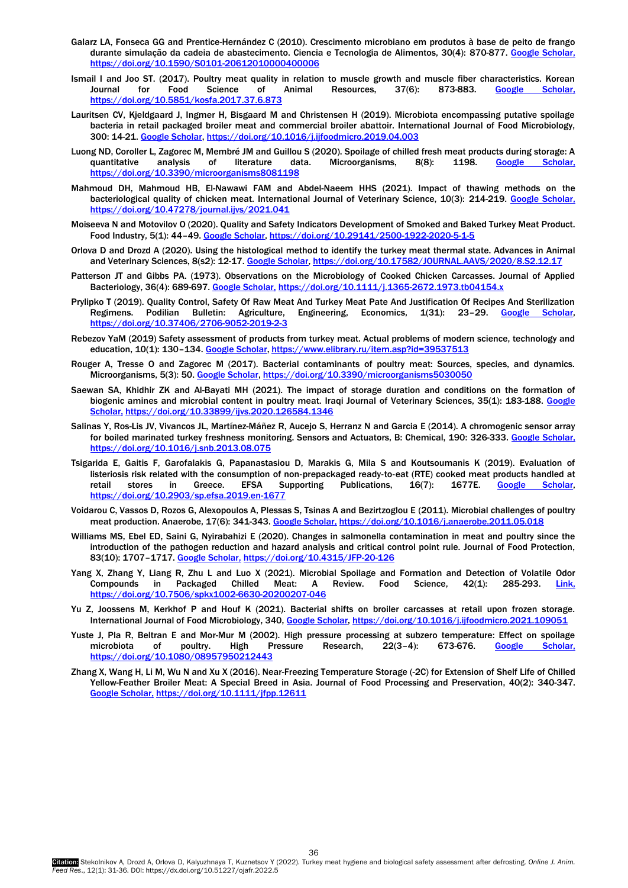Galarz LA, Fonseca GG and Prentice-Hernández C (2010). Crescimento microbiano em produtos à base de peito de frango durante simulação da cadeia de abastecimento. Ciencia e Tecnologia de Alimentos, 30(4): 870-877. Google Scholar, https://doi.org/10.1590/S0101-20612010000400006

Ismail I and Joo ST. (2017). Poultry meat quality in relation to muscle growth and muscle fiber characteristics. Korean Journal for Food Science of Animal Resources, 37(6): 873-883. Google Scholar, https://doi.org/10.5851/kosfa.2017.37.6.873

Lauritsen CV, Kjeldgaard J, Ingmer H, Bisgaard M and Christensen H (2019). Microbiota encompassing putative spoilage bacteria in retail packaged broiler meat and commercial broiler abattoir. International Journal of Food Microbiology, 300: 14-21. Google Scholar, https://doi.org/10.1016/j.ijfoodmicro.2019.04.003

Luong ND, Coroller L, Zagorec M, Membré JM and Guillou S (2020). Spoilage of chilled fresh meat products during storage: A quantitative analysis of literature data. Microorganisms, 8(8): 1198. Google Scholar, https://doi.org/10.3390/microorganisms8081198

Mahmoud DH, Mahmoud HB, El-Nawawi FAM and Abdel-Naeem HHS (2021). Impact of thawing methods on the bacteriological quality of chicken meat. International Journal of Veterinary Science, 10(3): 214-219. Google Scholar, https://doi.org/10.47278/journal.ijvs/2021.041

Moiseeva N and Motovilov O (2020). Quality and Safety Indicators Development of Smoked and Baked Turkey Meat Product. Food Industry, 5(1): 44–49. Google Scholar, https://doi.org/10.29141/2500-1922-2020-5-1-5

Orlova D and Drozd A (2020). Using the histological method to identify the turkey meat thermal state. Advances in Animal and Veterinary Sciences, 8(s2): 12-17. Google Scholar, https://doi.org/10.17582/JOURNAL.AAVS/2020/8.S2.12.17

Patterson JT and Gibbs PA. (1973). Observations on the Microbiology of Cooked Chicken Carcasses. Journal of Applied Bacteriology, 36(4): 689-697. Google Scholar, https://doi.org/10.1111/j.1365-2672.1973.tb04154.x

Prylipko T (2019). Quality Control, Safety Of Raw Meat And Turkey Meat Pate And Justification Of Recipes And Sterilization Regimens. Podilian Bulletin: Agriculture, Engineering, Economics, 1(31): 23–29. Google Scholar, https://doi.org/10.37406/2706-9052-2019-2-3

Rebezov YaM (2019) Safety assessment of products from turkey meat. Actual problems of modern science, technology and education, 10(1): 130–134. Google Scholar, https://www.elibrary.ru/item.asp?id=39537513

Rouger A, Tresse O and Zagorec M (2017). Bacterial contaminants of poultry meat: Sources, species, and dynamics. Microorganisms, 5(3): 50. Google Scholar, https://doi.org/10.3390/microorganisms5030050

Saewan SA, Khidhir ZK and Al-Bayati MH (2021). The impact of storage duration and conditions on the formation of biogenic amines and microbial content in poultry meat. Iraqi Journal of Veterinary Sciences, 35(1): 183-188. Google Scholar, https://doi.org/10.33899/ijvs.2020.126584.1346

Salinas Y, Ros-Lis JV, Vivancos JL, Martínez-Máñez R, Aucejo S, Herranz N and Garcia E (2014). A chromogenic sensor array for boiled marinated turkey freshness monitoring. Sensors and Actuators, B: Chemical, 190: 326-333. Google Scholar, https://doi.org/10.1016/j.snb.2013.08.075

Tsigarida E, Gaitis F, Garofalakis G, Papanastasiou D, Marakis G, Mila S and Koutsoumanis K (2019). Evaluation of listeriosis risk related with the consumption of non-prepackaged ready-to-eat (RTE) cooked meat products handled at retail stores in Greece. EFSA Supporting Publications, 16(7): 1677E. Google Scholar, https://doi.org/10.2903/sp.efsa.2019.en-1677

Voidarou C, Vassos D, Rozos G, Alexopoulos A, Plessas S, Tsinas A and Bezirtzoglou E (2011). Microbial challenges of poultry meat production. Anaerobe, 17(6): 341-343. Google Scholar, https://doi.org/10.1016/j.anaerobe.2011.05.018

Williams MS, Ebel ED, Saini G, Nyirabahizi E (2020). Changes in salmonella contamination in meat and poultry since the introduction of the pathogen reduction and hazard analysis and critical control point rule. Journal of Food Protection, 83(10): 1707–1717. Google Scholar, https://doi.org/10.4315/JFP-20-126

Yang X, Zhang Y, Liang R, Zhu L and Luo X (2021). Microbial Spoilage and Formation and Detection of Volatile Odor Compounds in Packaged Chilled Meat: A Review. Food Science, 42(1): 285-293. Link, https://doi.org/10.7506/spkx1002-6630-20200207-046

Yu Z, Joossens M, Kerkhof P and Houf K (2021). Bacterial shifts on broiler carcasses at retail upon frozen storage. International Journal of Food Microbiology, 340, Google Scholar, https://doi.org/10.1016/j.ijfoodmicro.2021.109051

Yuste J, Pla R, Beltran E and Mor-Mur M (2002). High pressure processing at subzero temperature: Effect on spoilage microbiota of poultry. High Pressure Research, 22(3–4): 673-676. Google Scholar, https://doi.org/10.1080/08957950212443

Zhang X, Wang H, Li M, Wu N and Xu X (2016). Near-Freezing Temperature Storage (-2C) for Extension of Shelf Life of Chilled Yellow-Feather Broiler Meat: A Special Breed in Asia. Journal of Food Processing and Preservation, 40(2): 340-347. Google Scholar, https://doi.org/10.1111/jfpp.12611